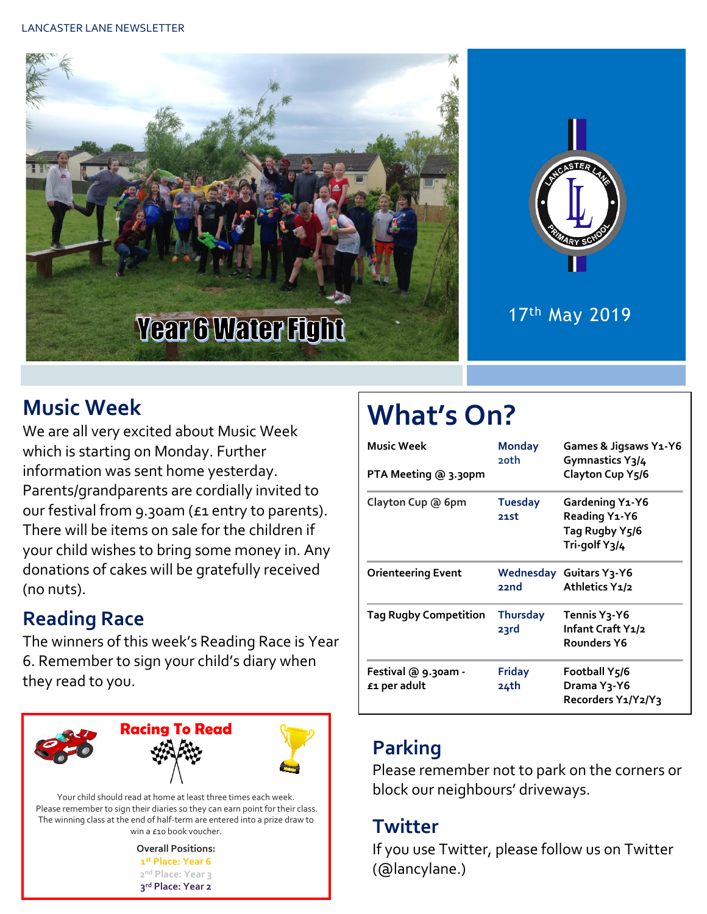LANCASTER LANE NEWSLETTER

Year 6 Water Fight

17th May 2019

## Music Week

We are all very excited about Music Week which is starting on Monday. Further information was sent home yesterday. Parents/grandparents are cordially invited to our festival from 9.30am (£1 entry to parents). There will be items on sale for the children if your child wishes to bring some money in. Any donations of cakes will be gratefully received (no nuts).

## Reading Race

The winners of this week's Reading Race is Year 6. Remember to sign your child's diary when they read to you.

### Racing To Read

Your child should read at home at least three times each week. Please remember to sign their diaries so they can earn point for their class. The winning class at the end of half-term are entered into a prize draw to win a £10 book voucher.

**Overall Positions:**

1st Place: Year 6
2nd Place: Year 3
3rd Place: Year 2

# What's On?

| | | |
|---|---|---|
| **Music Week**<br><br>**PTA Meeting @ 3.30pm** | **Monday 20th** | **Games & Jigsaws Y1-Y6**<br>**Gymnastics Y3/4**<br>**Clayton Cup Y5/6** |
| **Clayton Cup @ 6pm** | **Tuesday 21st** | **Gardening Y1-Y6**<br>**Reading Y1-Y6**<br>**Tag Rugby Y5/6**<br>**Tri-golf Y3/4** |
| **Orienteering Event** | **Wednesday 22nd** | **Guitars Y3-Y6**<br>**Athletics Y1/2** |
| **Tag Rugby Competition** | **Thursday 23rd** | **Tennis Y3-Y6**<br>**Infant Craft Y1/2**<br>**Rounders Y6** |
| **Festival @ 9.30am - £1 per adult** | **Friday 24th** | **Football Y5/6**<br>**Drama Y3-Y6**<br>**Recorders Y1/Y2/Y3** |

## Parking

Please remember not to park on the corners or block our neighbours' driveways.

## Twitter

If you use Twitter, please follow us on Twitter (@lancylane.)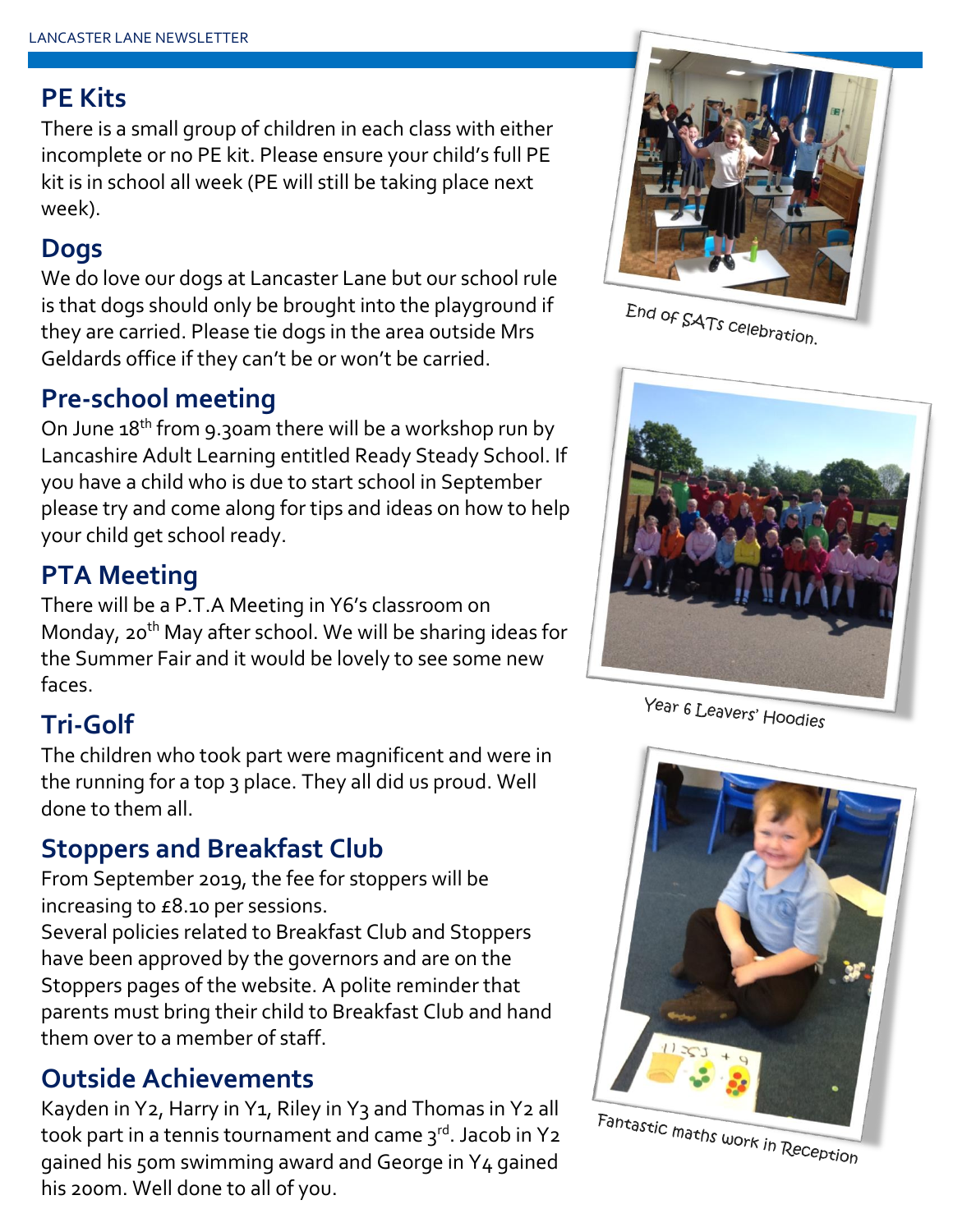## PE Kits

There is a small group of children in each class with either incomplete or no PE kit. Please ensure your child's full PE kit is in school all week (PE will still be taking place next week).

## Dogs

We do love our dogs at Lancaster Lane but our school rule is that dogs should only be brought into the playground if they are carried. Please tie dogs in the area outside Mrs Geldards office if they can't be or won't be carried.

## Pre-school meeting

On June 18th from 9.30am there will be a workshop run by Lancashire Adult Learning entitled Ready Steady School. If you have a child who is due to start school in September please try and come along for tips and ideas on how to help your child get school ready.

## PTA Meeting

There will be a P.T.A Meeting in Y6's classroom on Monday, 20th May after school. We will be sharing ideas for the Summer Fair and it would be lovely to see some new faces.

## Tri-Golf

The children who took part were magnificent and were in the running for a top 3 place. They all did us proud. Well done to them all.

## Stoppers and Breakfast Club

From September 2019, the fee for stoppers will be increasing to £8.10 per sessions.

Several policies related to Breakfast Club and Stoppers have been approved by the governors and are on the Stoppers pages of the website. A polite reminder that parents must bring their child to Breakfast Club and hand them over to a member of staff.

## Outside Achievements

Kayden in Y2, Harry in Y1, Riley in Y3 and Thomas in Y2 all took part in a tennis tournament and came 3rd. Jacob in Y2 gained his 50m swimming award and George in Y4 gained his 200m. Well done to all of you.

End of SATs celebration.

Year 6 Leavers' Hoodies

Fantastic maths work in Reception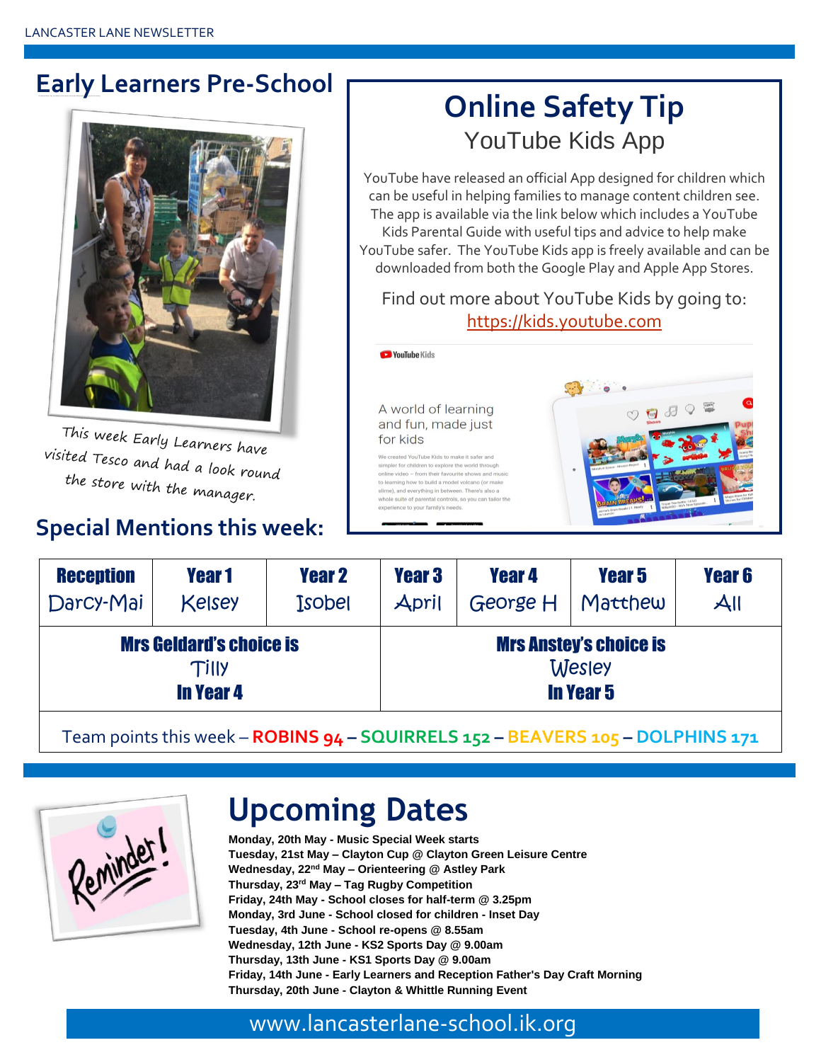## Early Learners Pre-School

This week Early Learners have visited Tesco and had a look round the store with the manager.

## Online Safety Tip

### YouTube Kids App

YouTube have released an official App designed for children which can be useful in helping families to manage content children see. The app is available via the link below which includes a YouTube Kids Parental Guide with useful tips and advice to help make YouTube safer. The YouTube Kids app is freely available and can be downloaded from both the Google Play and Apple App Stores.

Find out more about YouTube Kids by going to: https://kids.youtube.com

YouTube Kids

A world of learning and fun, made just for kids

We created YouTube Kids to make it safer and simpler for children to explore the world through online video – from their favourite shows and music to learning how to build a model volcano (or make slime), and everything in between. There's also a whole suite of parental controls, so you can tailor the experience to your family's needs.

## Special Mentions this week:

| Reception | Year 1 | Year 2 | Year 3 | Year 4 | Year 5 | Year 6 |
|---|---|---|---|---|---|---|
| Darcy-Mai | Kelsey | Isobel | April | George H | Matthew | All |

**Mrs Geldard's choice is** Tilly **In Year 4**

**Mrs Anstey's choice is** Wesley **In Year 5**

Team points this week – **ROBINS 94** – **SQUIRRELS 152** – **BEAVERS 105** – **DOLPHINS 171**

## Upcoming Dates

**Monday, 20th May - Music Special Week starts**
**Tuesday, 21st May – Clayton Cup @ Clayton Green Leisure Centre**
**Wednesday, 22nd May – Orienteering @ Astley Park**
**Thursday, 23rd May – Tag Rugby Competition**
**Friday, 24th May - School closes for half-term @ 3.25pm**
**Monday, 3rd June - School closed for children - Inset Day**
**Tuesday, 4th June - School re-opens @ 8.55am**
**Wednesday, 12th June - KS2 Sports Day @ 9.00am**
**Thursday, 13th June - KS1 Sports Day @ 9.00am**
**Friday, 14th June - Early Learners and Reception Father's Day Craft Morning**
**Thursday, 20th June - Clayton & Whittle Running Event**

www.lancasterlane-school.ik.org